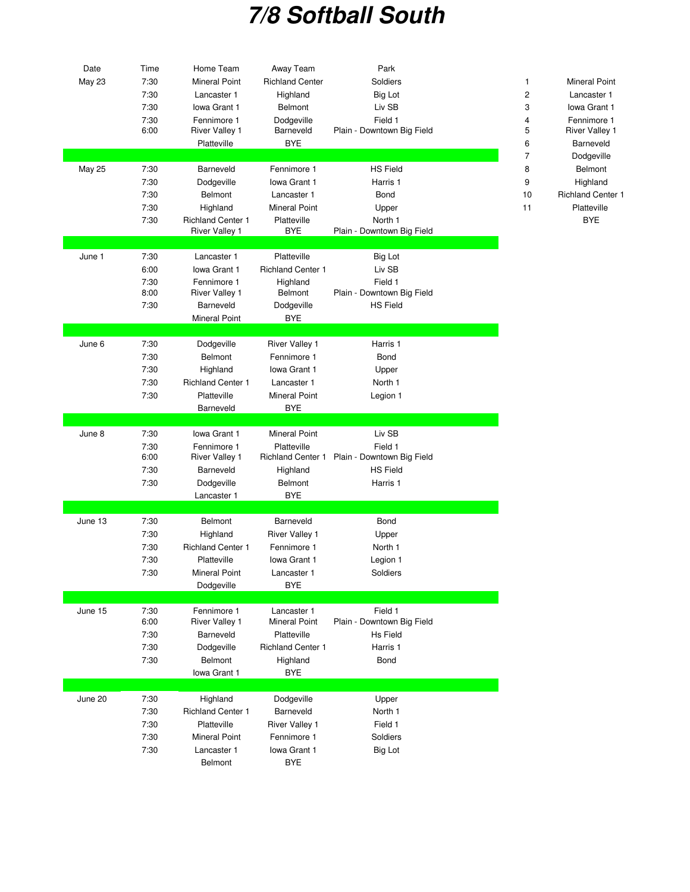# 7/8 Softball South

| Date | Time | Home Team | Away Team | Park |
|---|---|---|---|---|
| May 23 | 7:30 | Mineral Point | Richland Center | Soldiers |
| | 7:30 | Lancaster 1 | Highland | Big Lot |
| | 7:30 | Iowa Grant 1 | Belmont | Liv SB |
| | 7:30 | Fennimore 1 | Dodgeville | Field 1 |
| | 6:00 | River Valley 1 | Barneveld | Plain - Downtown Big Field |
| | | Platteville | BYE | |
| May 25 | 7:30 | Barneveld | Fennimore 1 | HS Field |
| | 7:30 | Dodgeville | Iowa Grant 1 | Harris 1 |
| | 7:30 | Belmont | Lancaster 1 | Bond |
| | 7:30 | Highland | Mineral Point | Upper |
| | 7:30 | Richland Center 1 | Platteville | North 1 |
| | | River Valley 1 | BYE | Plain - Downtown Big Field |
| June 1 | 7:30 | Lancaster 1 | Platteville | Big Lot |
| | 6:00 | Iowa Grant 1 | Richland Center 1 | Liv SB |
| | 7:30 | Fennimore 1 | Highland | Field 1 |
| | 8:00 | River Valley 1 | Belmont | Plain - Downtown Big Field |
| | 7:30 | Barneveld | Dodgeville | HS Field |
| | | Mineral Point | BYE | |
| June 6 | 7:30 | Dodgeville | River Valley 1 | Harris 1 |
| | 7:30 | Belmont | Fennimore 1 | Bond |
| | 7:30 | Highland | Iowa Grant 1 | Upper |
| | 7:30 | Richland Center 1 | Lancaster 1 | North 1 |
| | 7:30 | Platteville | Mineral Point | Legion 1 |
| | | Barneveld | BYE | |
| June 8 | 7:30 | Iowa Grant 1 | Mineral Point | Liv SB |
| | 7:30 | Fennimore 1 | Platteville | Field 1 |
| | 6:00 | River Valley 1 | Richland Center 1 | Plain - Downtown Big Field |
| | 7:30 | Barneveld | Highland | HS Field |
| | 7:30 | Dodgeville | Belmont | Harris 1 |
| | | Lancaster 1 | BYE | |
| June 13 | 7:30 | Belmont | Barneveld | Bond |
| | 7:30 | Highland | River Valley 1 | Upper |
| | 7:30 | Richland Center 1 | Fennimore 1 | North 1 |
| | 7:30 | Platteville | Iowa Grant 1 | Legion 1 |
| | 7:30 | Mineral Point | Lancaster 1 | Soldiers |
| | | Dodgeville | BYE | |
| June 15 | 7:30 | Fennimore 1 | Lancaster 1 | Field 1 |
| | 6:00 | River Valley 1 | Mineral Point | Plain - Downtown Big Field |
| | 7:30 | Barneveld | Platteville | Hs Field |
| | 7:30 | Dodgeville | Richland Center 1 | Harris 1 |
| | 7:30 | Belmont | Highland | Bond |
| | | Iowa Grant 1 | BYE | |
| June 20 | 7:30 | Highland | Dodgeville | Upper |
| | 7:30 | Richland Center 1 | Barneveld | North 1 |
| | 7:30 | Platteville | River Valley 1 | Field 1 |
| | 7:30 | Mineral Point | Fennimore 1 | Soldiers |
| | 7:30 | Lancaster 1 | Iowa Grant 1 | Big Lot |
| | | Belmont | BYE | |

| # | Team |
|---|---|
| 1 | Mineral Point |
| 2 | Lancaster 1 |
| 3 | Iowa Grant 1 |
| 4 | Fennimore 1 |
| 5 | River Valley 1 |
| 6 | Barneveld |
| 7 | Dodgeville |
| 8 | Belmont |
| 9 | Highland |
| 10 | Richland Center 1 |
| 11 | Platteville |
| | BYE |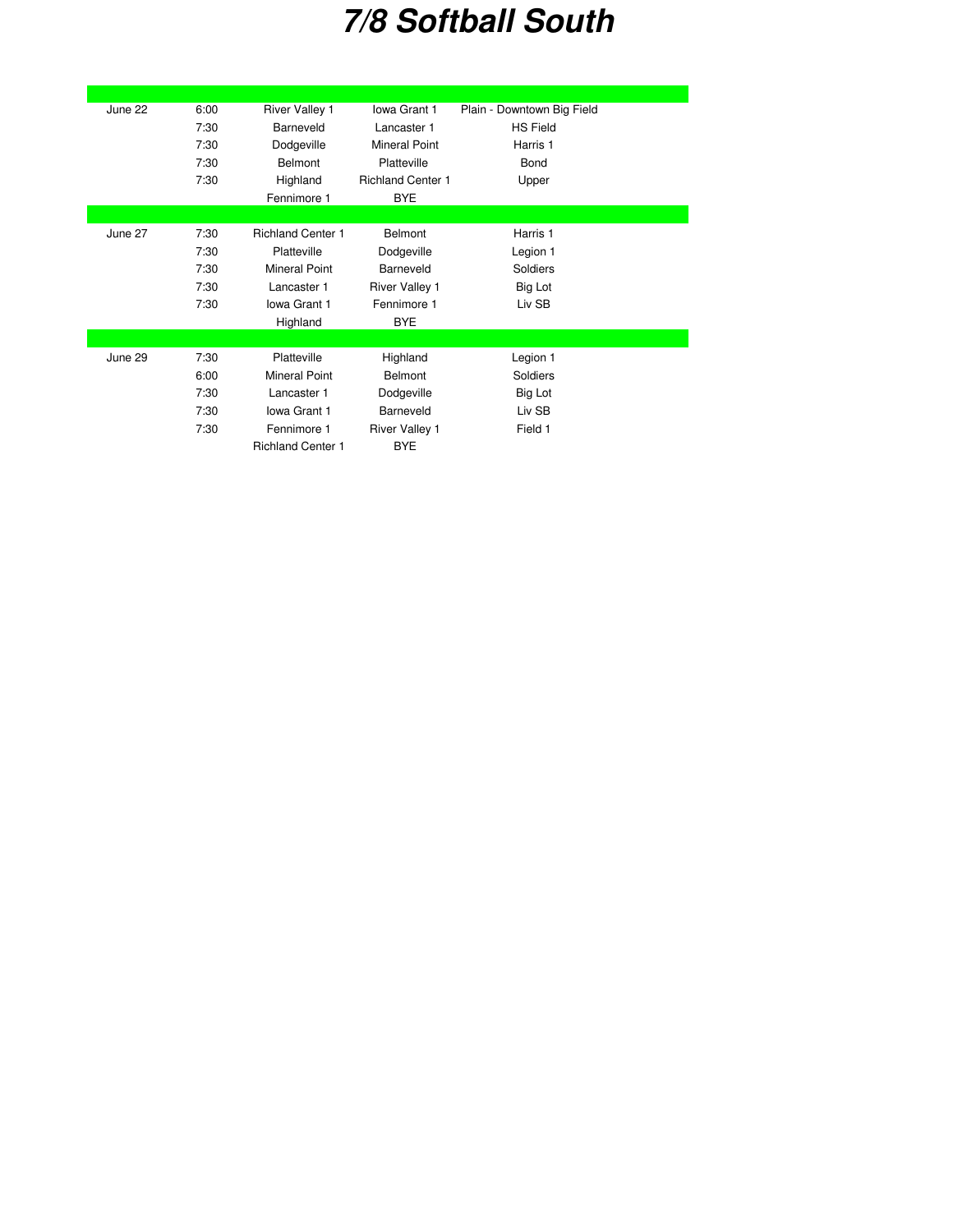# 7/8 Softball South

| | | | | |
|---|---|---|---|---|
| June 22 | 6:00 | River Valley 1 | Iowa Grant 1 | Plain - Downtown Big Field |
| | 7:30 | Barneveld | Lancaster 1 | HS Field |
| | 7:30 | Dodgeville | Mineral Point | Harris 1 |
| | 7:30 | Belmont | Platteville | Bond |
| | 7:30 | Highland | Richland Center 1 | Upper |
| | | Fennimore 1 | BYE | |
| | | | | |
| June 27 | 7:30 | Richland Center 1 | Belmont | Harris 1 |
| | 7:30 | Platteville | Dodgeville | Legion 1 |
| | 7:30 | Mineral Point | Barneveld | Soldiers |
| | 7:30 | Lancaster 1 | River Valley 1 | Big Lot |
| | 7:30 | Iowa Grant 1 | Fennimore 1 | Liv SB |
| | | Highland | BYE | |
| | | | | |
| June 29 | 7:30 | Platteville | Highland | Legion 1 |
| | 6:00 | Mineral Point | Belmont | Soldiers |
| | 7:30 | Lancaster 1 | Dodgeville | Big Lot |
| | 7:30 | Iowa Grant 1 | Barneveld | Liv SB |
| | 7:30 | Fennimore 1 | River Valley 1 | Field 1 |
| | | Richland Center 1 | BYE | |